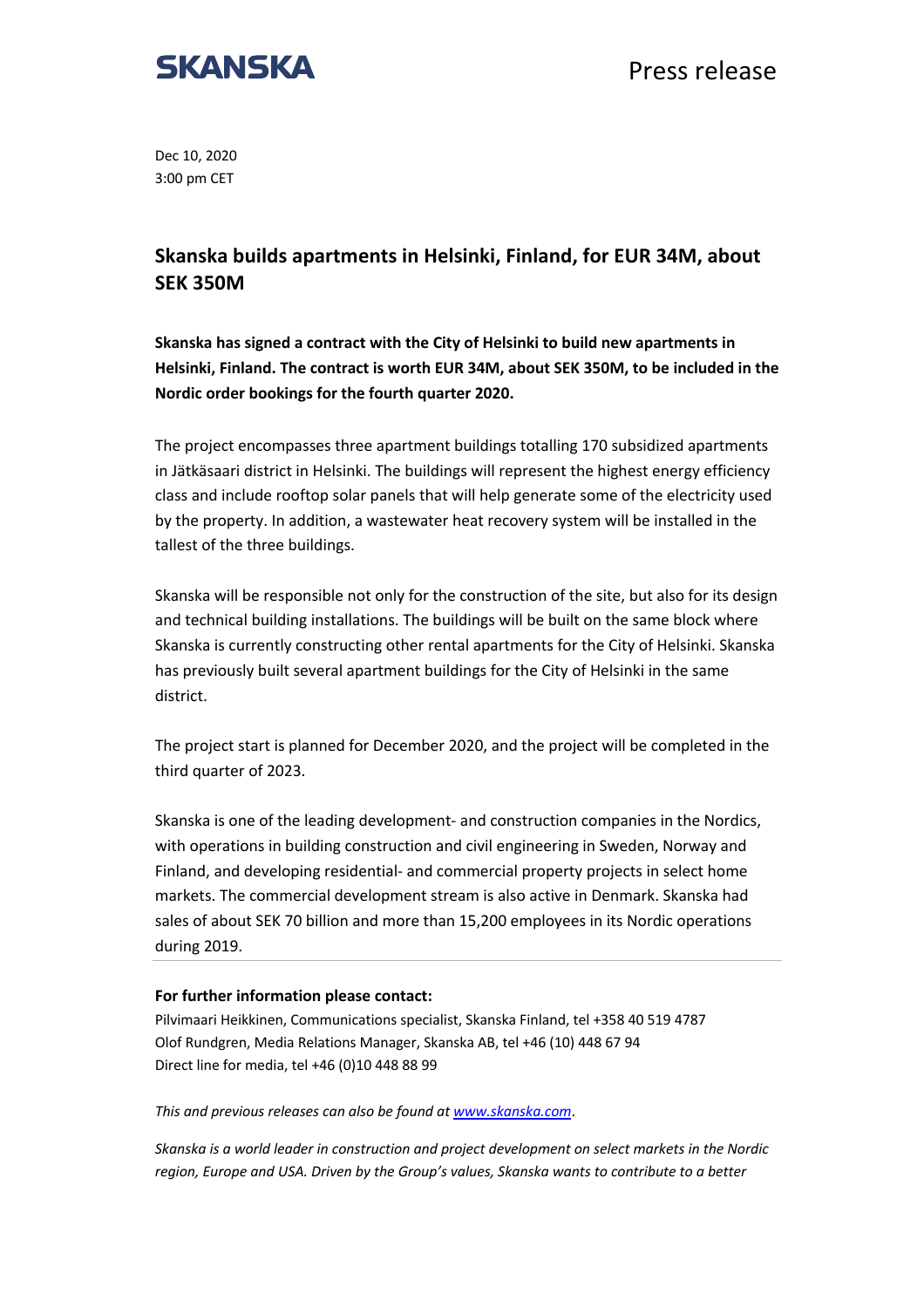SKANSKA

Press release

Dec 10, 2020
3:00 pm CET

# Skanska builds apartments in Helsinki, Finland, for EUR 34M, about SEK 350M

**Skanska has signed a contract with the City of Helsinki to build new apartments in Helsinki, Finland. The contract is worth EUR 34M, about SEK 350M, to be included in the Nordic order bookings for the fourth quarter 2020.**

The project encompasses three apartment buildings totalling 170 subsidized apartments in Jätkäsaari district in Helsinki. The buildings will represent the highest energy efficiency class and include rooftop solar panels that will help generate some of the electricity used by the property. In addition, a wastewater heat recovery system will be installed in the tallest of the three buildings.

Skanska will be responsible not only for the construction of the site, but also for its design and technical building installations. The buildings will be built on the same block where Skanska is currently constructing other rental apartments for the City of Helsinki. Skanska has previously built several apartment buildings for the City of Helsinki in the same district.

The project start is planned for December 2020, and the project will be completed in the third quarter of 2023.

Skanska is one of the leading development- and construction companies in the Nordics, with operations in building construction and civil engineering in Sweden, Norway and Finland, and developing residential- and commercial property projects in select home markets. The commercial development stream is also active in Denmark. Skanska had sales of about SEK 70 billion and more than 15,200 employees in its Nordic operations during 2019.

---

**For further information please contact:**

Pilvimaari Heikkinen, Communications specialist, Skanska Finland, tel +358 40 519 4787
Olof Rundgren, Media Relations Manager, Skanska AB, tel +46 (10) 448 67 94
Direct line for media, tel +46 (0)10 448 88 99

*This and previous releases can also be found at [www.skanska.com](http://www.skanska.com).*

*Skanska is a world leader in construction and project development on select markets in the Nordic region, Europe and USA. Driven by the Group's values, Skanska wants to contribute to a better*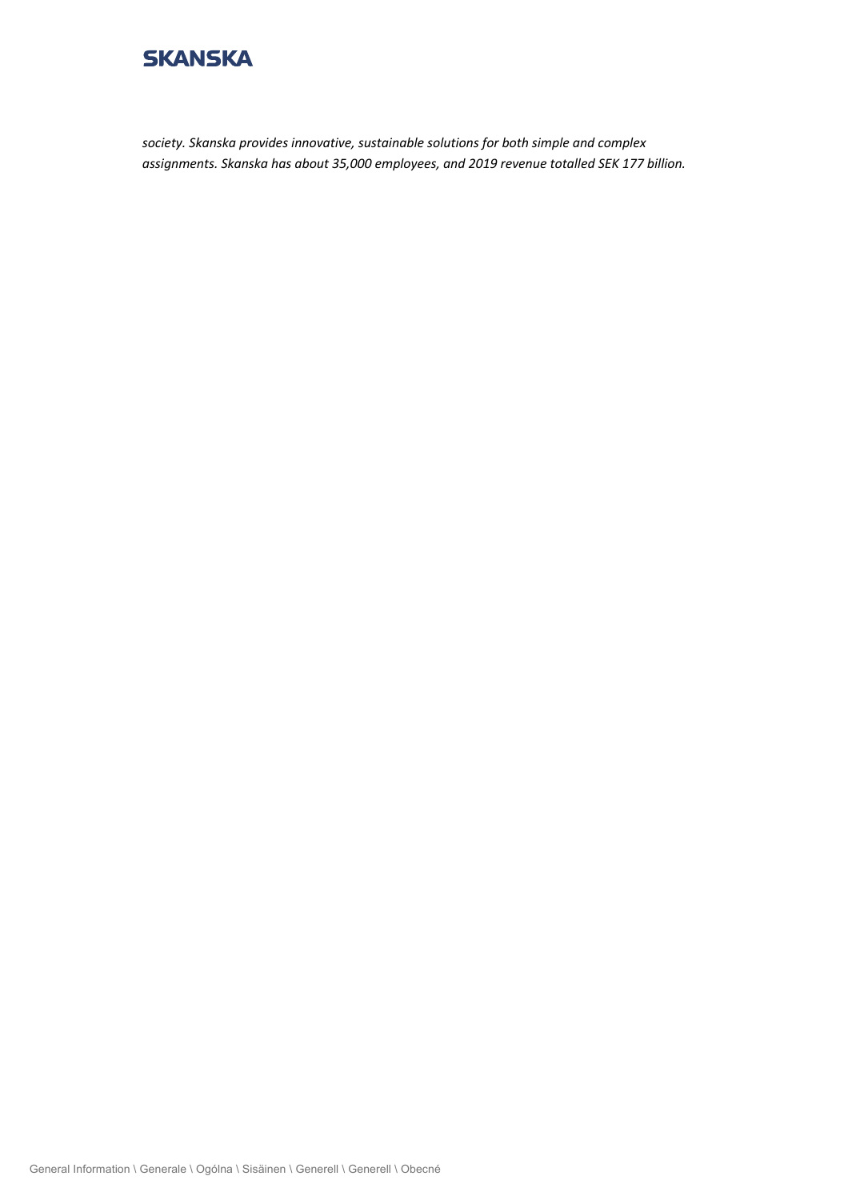*society. Skanska provides innovative, sustainable solutions for both simple and complex assignments. Skanska has about 35,000 employees, and 2019 revenue totalled SEK 177 billion.*